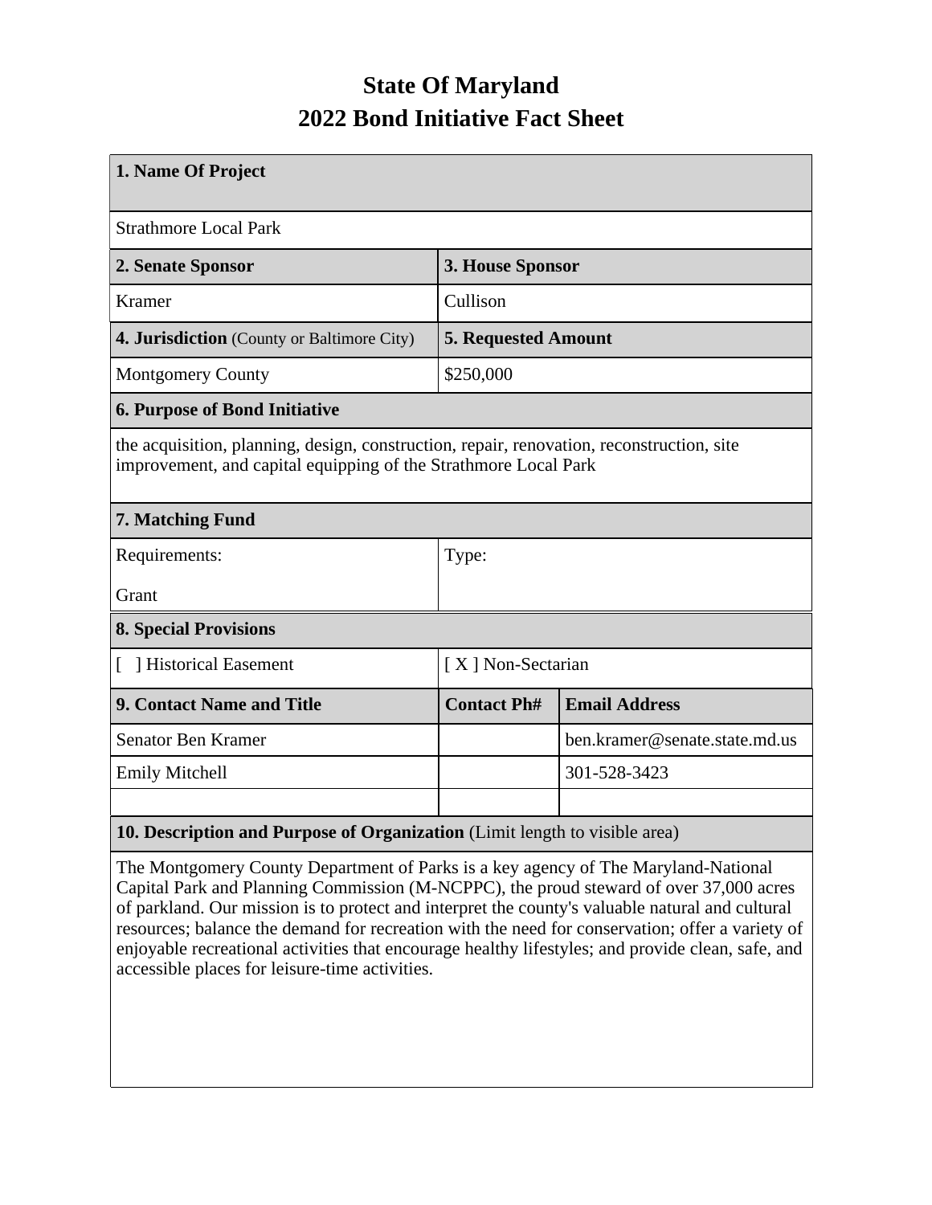# State Of Maryland
# 2022 Bond Initiative Fact Sheet

| 1. Name Of Project | | |
|---|---|---|
| Strathmore Local Park | | |
| **2. Senate Sponsor** | **3. House Sponsor** | |
| Kramer | Cullison | |
| **4. Jurisdiction** (County or Baltimore City) | **5. Requested Amount** | |
| Montgomery County | $250,000 | |
| **6. Purpose of Bond Initiative** | | |
| the acquisition, planning, design, construction, repair, renovation, reconstruction, site improvement, and capital equipping of the Strathmore Local Park | | |
| **7. Matching Fund** | | |
| Requirements:<br>Grant | Type: | |
| **8. Special Provisions** | | |
| [ ] Historical Easement | [ X ] Non-Sectarian | |
| **9. Contact Name and Title** | **Contact Ph#** | **Email Address** |
| Senator Ben Kramer | | ben.kramer@senate.state.md.us |
| Emily Mitchell | | 301-528-3423 |
| | | |
| **10. Description and Purpose of Organization** (Limit length to visible area) | | |
| The Montgomery County Department of Parks is a key agency of The Maryland-National Capital Park and Planning Commission (M-NCPPC), the proud steward of over 37,000 acres of parkland. Our mission is to protect and interpret the county's valuable natural and cultural resources; balance the demand for recreation with the need for conservation; offer a variety of enjoyable recreational activities that encourage healthy lifestyles; and provide clean, safe, and accessible places for leisure-time activities. | | |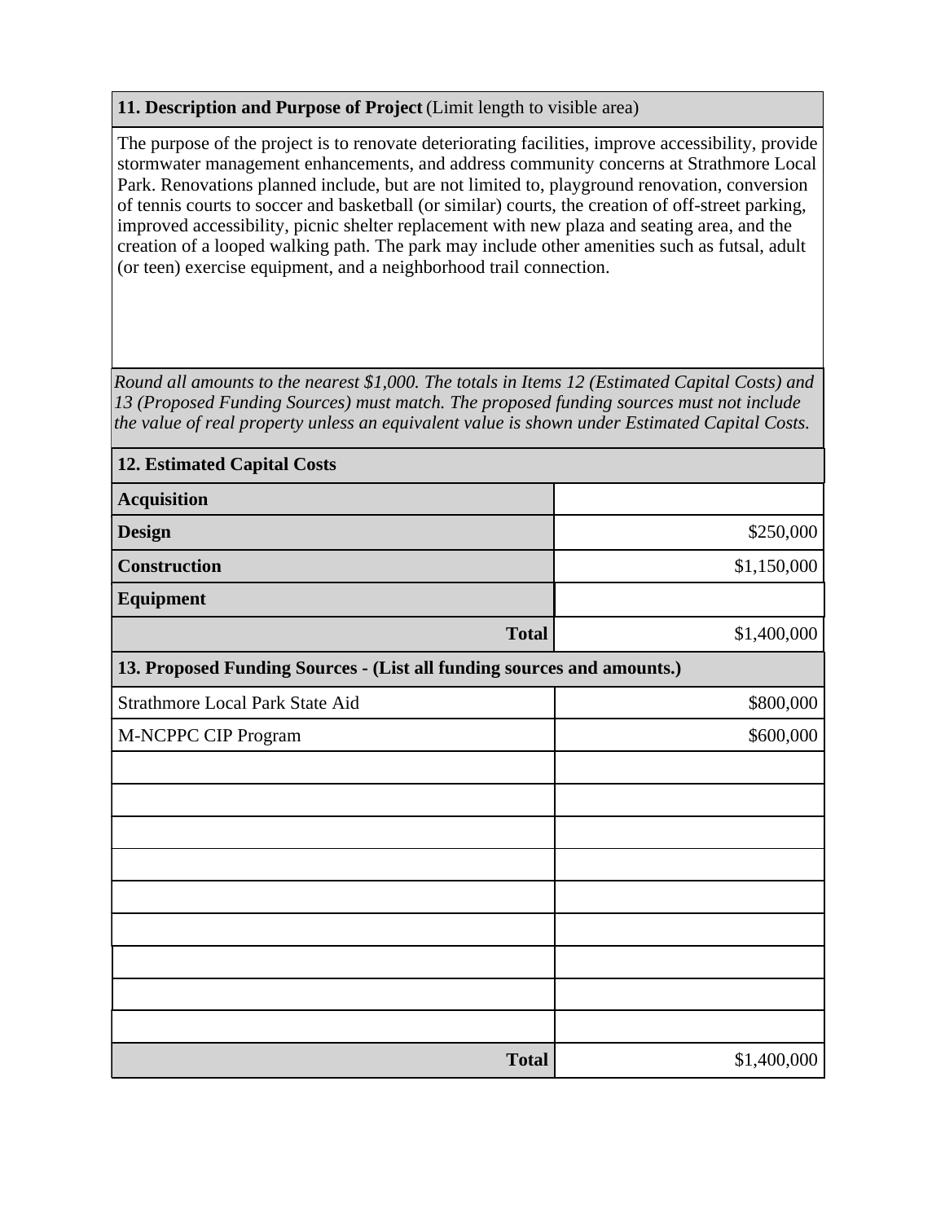**11. Description and Purpose of Project** (Limit length to visible area)

The purpose of the project is to renovate deteriorating facilities, improve accessibility, provide stormwater management enhancements, and address community concerns at Strathmore Local Park. Renovations planned include, but are not limited to, playground renovation, conversion of tennis courts to soccer and basketball (or similar) courts, the creation of off-street parking, improved accessibility, picnic shelter replacement with new plaza and seating area, and the creation of a looped walking path. The park may include other amenities such as futsal, adult (or teen) exercise equipment, and a neighborhood trail connection.

*Round all amounts to the nearest $1,000. The totals in Items 12 (Estimated Capital Costs) and 13 (Proposed Funding Sources) must match. The proposed funding sources must not include the value of real property unless an equivalent value is shown under Estimated Capital Costs.*

**12. Estimated Capital Costs**

| | |
|---|---|
| **Acquisition** | |
| **Design** | $250,000 |
| **Construction** | $1,150,000 |
| **Equipment** | |
| **Total** | $1,400,000 |

**13. Proposed Funding Sources - (List all funding sources and amounts.)**

| | |
|---|---|
| Strathmore Local Park State Aid | $800,000 |
| M-NCPPC CIP Program | $600,000 |
| | |
| | |
| | |
| | |
| | |
| | |
| | |
| | |
| | |
| **Total** | $1,400,000 |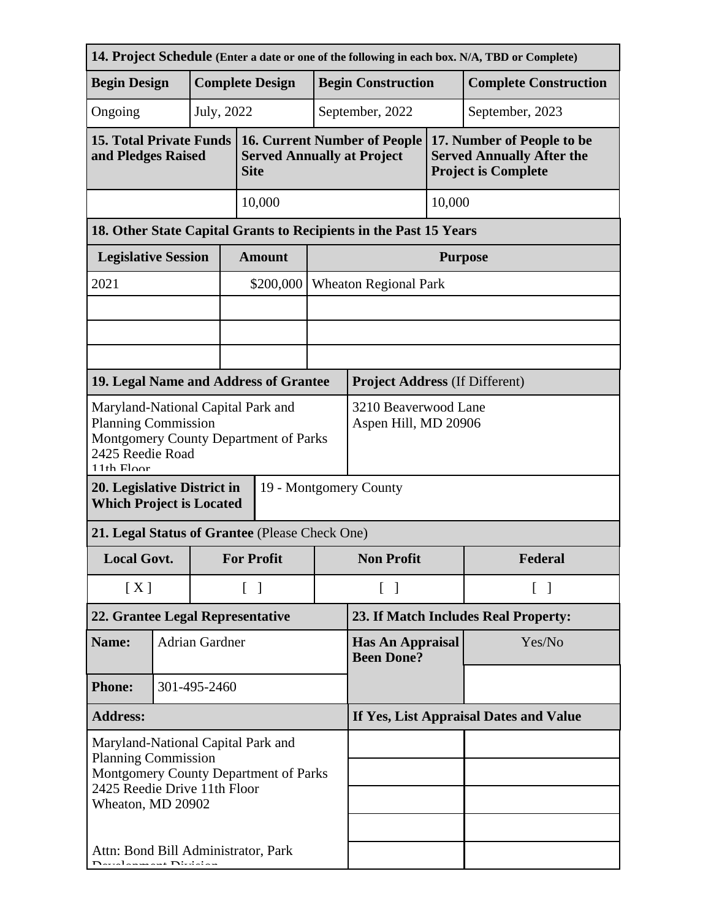| **14. Project Schedule** (Enter a date or one of the following in each box. N/A, TBD or Complete) | | | |
|---|---|---|---|
| **Begin Design** | **Complete Design** | **Begin Construction** | **Complete Construction** |
| Ongoing | July, 2022 | September, 2022 | September, 2023 |

| **15. Total Private Funds and Pledges Raised** | **16. Current Number of People Served Annually at Project Site** | **17. Number of People to be Served Annually After the Project is Complete** |
|---|---|---|
| | 10,000 | 10,000 |

| **18. Other State Capital Grants to Recipients in the Past 15 Years** | | |
|---|---|---|
| **Legislative Session** | **Amount** | **Purpose** |
| 2021 | $200,000 | Wheaton Regional Park |
| | | |
| | | |
| | | |

| **19. Legal Name and Address of Grantee** | **Project Address** (If Different) |
|---|---|
| Maryland-National Capital Park and Planning Commission<br>Montgomery County Department of Parks<br>2425 Reedie Road<br>11th Floor | 3210 Beaverwood Lane<br>Aspen Hill, MD 20906 |

| **20. Legislative District in Which Project is Located** | 19 - Montgomery County |
|---|---|

| **21. Legal Status of Grantee** (Please Check One) | | | |
|---|---|---|---|
| **Local Govt.** | **For Profit** | **Non Profit** | **Federal** |
| [ X ] | [ ] | [ ] | [ ] |

| **22. Grantee Legal Representative** | | **23. If Match Includes Real Property:** | |
|---|---|---|---|
| **Name:** | Adrian Gardner | **Has An Appraisal Been Done?** | Yes/No |
| **Phone:** | 301-495-2460 | | |
| **Address:** | | **If Yes, List Appraisal Dates and Value** | |
| Maryland-National Capital Park and Planning Commission<br>Montgomery County Department of Parks<br>2425 Reedie Drive 11th Floor<br>Wheaton, MD 20902<br><br>Attn: Bond Bill Administrator, Park Development Division | | | |
| | | | |
| | | | |
| | | | |
| | | | |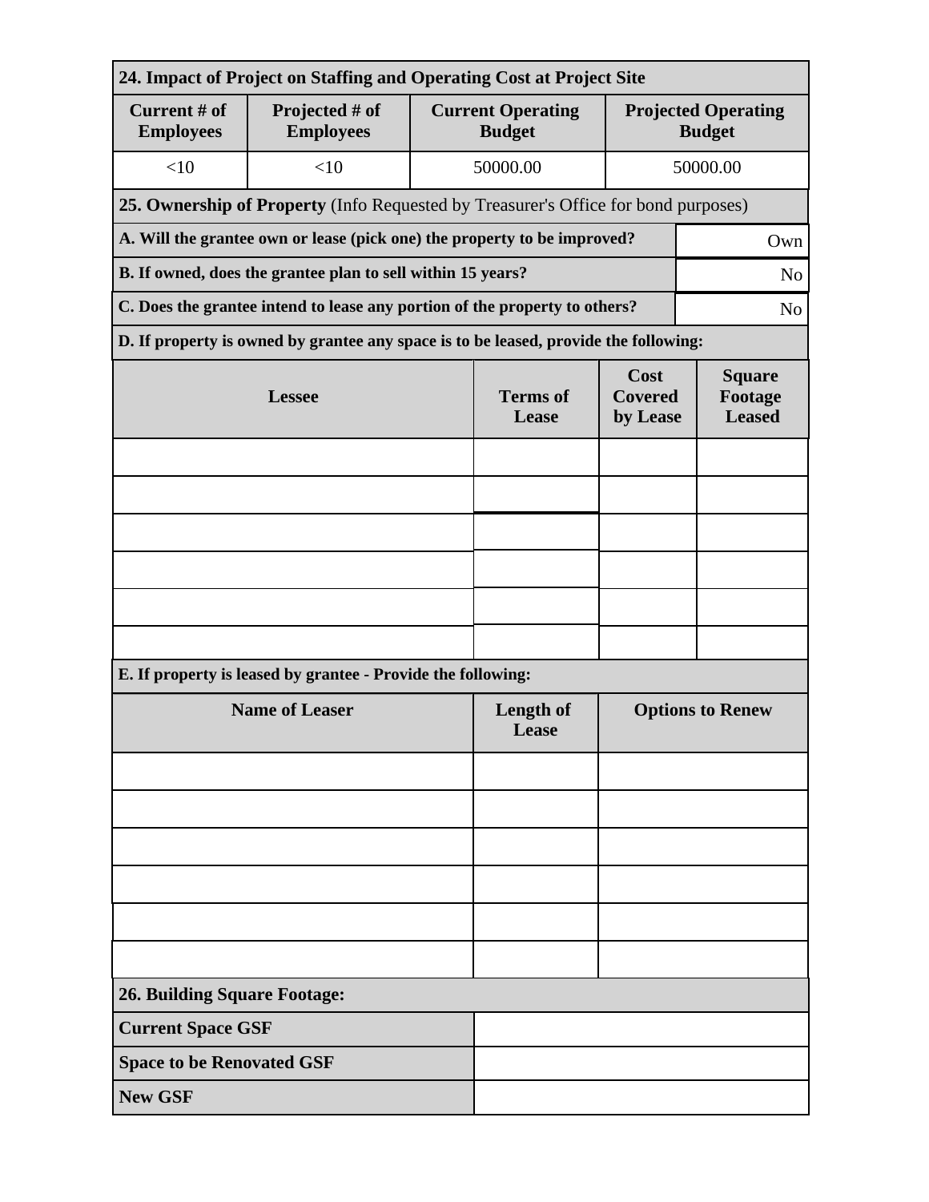## 24. Impact of Project on Staffing and Operating Cost at Project Site

| Current # of Employees | Projected # of Employees | Current Operating Budget | Projected Operating Budget |
| --- | --- | --- | --- |
| <10 | <10 | 50000.00 | 50000.00 |

## 25. Ownership of Property (Info Requested by Treasurer's Office for bond purposes)

| Question | Answer |
| --- | --- |
| **A. Will the grantee own or lease (pick one) the property to be improved?** | Own |
| **B. If owned, does the grantee plan to sell within 15 years?** | No |
| **C. Does the grantee intend to lease any portion of the property to others?** | No |

**D. If property is owned by grantee any space is to be leased, provide the following:**

| Lessee | Terms of Lease | Cost Covered by Lease | Square Footage Leased |
| --- | --- | --- | --- |
| | | | |
| | | | |
| | | | |
| | | | |
| | | | |
| | | | |

**E. If property is leased by grantee - Provide the following:**

| Name of Leaser | Length of Lease | Options to Renew |
| --- | --- | --- |
| | | |
| | | |
| | | |
| | | |
| | | |
| | | |

## 26. Building Square Footage:

| | |
| --- | --- |
| **Current Space GSF** | |
| **Space to be Renovated GSF** | |
| **New GSF** | |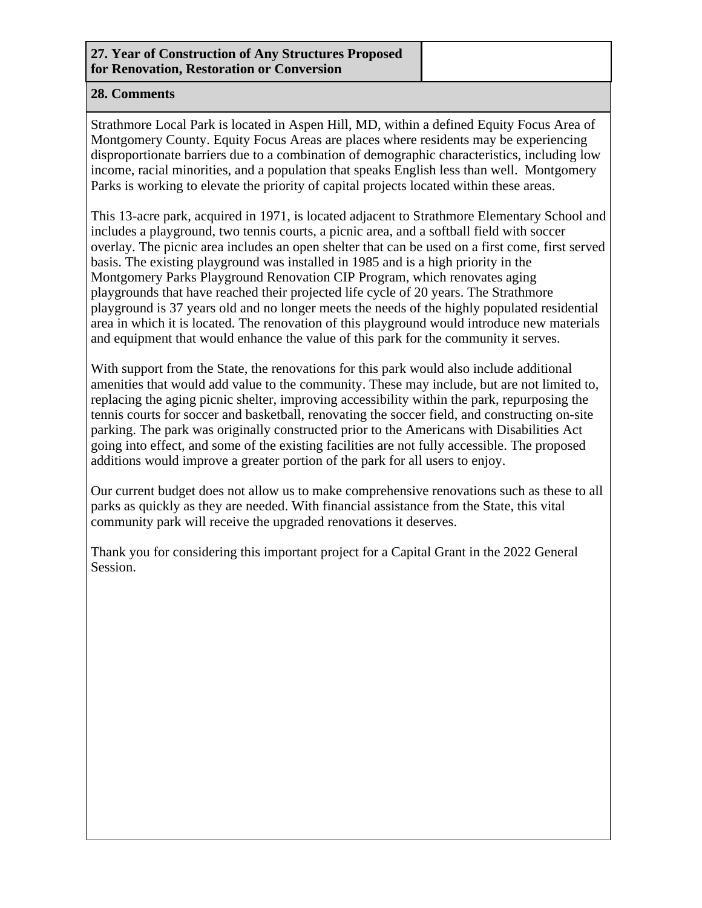| **27. Year of Construction of Any Structures Proposed for Renovation, Restoration or Conversion** | |
|---|---|

**28. Comments**

Strathmore Local Park is located in Aspen Hill, MD, within a defined Equity Focus Area of Montgomery County. Equity Focus Areas are places where residents may be experiencing disproportionate barriers due to a combination of demographic characteristics, including low income, racial minorities, and a population that speaks English less than well. Montgomery Parks is working to elevate the priority of capital projects located within these areas.

This 13-acre park, acquired in 1971, is located adjacent to Strathmore Elementary School and includes a playground, two tennis courts, a picnic area, and a softball field with soccer overlay. The picnic area includes an open shelter that can be used on a first come, first served basis. The existing playground was installed in 1985 and is a high priority in the Montgomery Parks Playground Renovation CIP Program, which renovates aging playgrounds that have reached their projected life cycle of 20 years. The Strathmore playground is 37 years old and no longer meets the needs of the highly populated residential area in which it is located. The renovation of this playground would introduce new materials and equipment that would enhance the value of this park for the community it serves.

With support from the State, the renovations for this park would also include additional amenities that would add value to the community. These may include, but are not limited to, replacing the aging picnic shelter, improving accessibility within the park, repurposing the tennis courts for soccer and basketball, renovating the soccer field, and constructing on-site parking. The park was originally constructed prior to the Americans with Disabilities Act going into effect, and some of the existing facilities are not fully accessible. The proposed additions would improve a greater portion of the park for all users to enjoy.

Our current budget does not allow us to make comprehensive renovations such as these to all parks as quickly as they are needed. With financial assistance from the State, this vital community park will receive the upgraded renovations it deserves.

Thank you for considering this important project for a Capital Grant in the 2022 General Session.